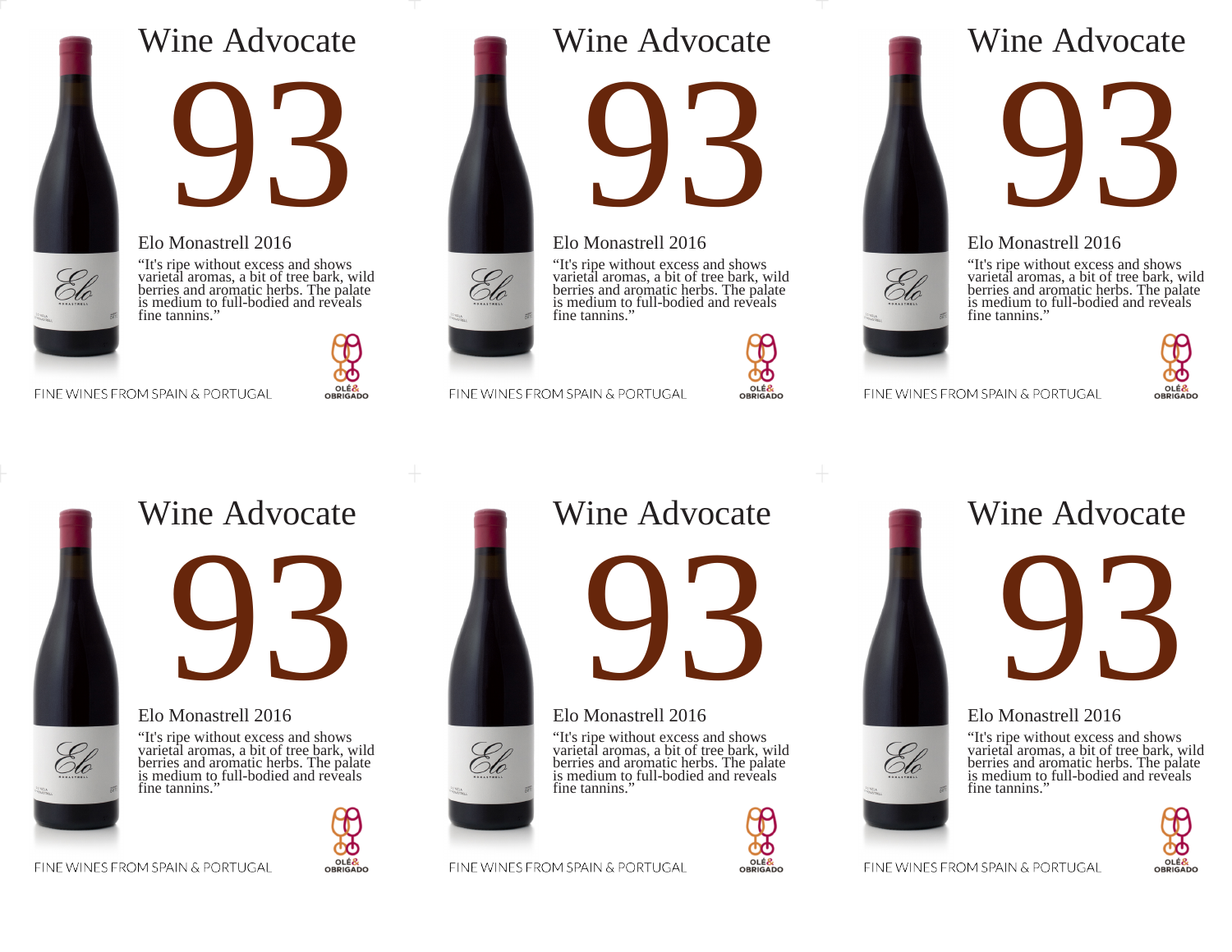## Wine Advocate

# 93

Elo Monastrell 2016

"It's ripe without excess and shows varietal aromas, a bit of tree bark, wild berries and aromatic herbs. The palate is medium to full-bodied and reveals fine tannins."

FINE WINES FROM SPAIN & PORTUGAL

OLÉ & OBRIGADO

## Wine Advocate

# 93

Elo Monastrell 2016

"It's ripe without excess and shows varietal aromas, a bit of tree bark, wild berries and aromatic herbs. The palate is medium to full-bodied and reveals fine tannins."

FINE WINES FROM SPAIN & PORTUGAL

OLÉ & OBRIGADO

## Wine Advocate

# 93

Elo Monastrell 2016

"It's ripe without excess and shows varietal aromas, a bit of tree bark, wild berries and aromatic herbs. The palate is medium to full-bodied and reveals fine tannins."

FINE WINES FROM SPAIN & PORTUGAL

OLÉ & OBRIGADO

## Wine Advocate

# 93

Elo Monastrell 2016

"It's ripe without excess and shows varietal aromas, a bit of tree bark, wild berries and aromatic herbs. The palate is medium to full-bodied and reveals fine tannins."

FINE WINES FROM SPAIN & PORTUGAL

OLÉ & OBRIGADO

## Wine Advocate

# 93

Elo Monastrell 2016

"It's ripe without excess and shows varietal aromas, a bit of tree bark, wild berries and aromatic herbs. The palate is medium to full-bodied and reveals fine tannins."

FINE WINES FROM SPAIN & PORTUGAL

OLÉ & OBRIGADO

## Wine Advocate

# 93

Elo Monastrell 2016

"It's ripe without excess and shows varietal aromas, a bit of tree bark, wild berries and aromatic herbs. The palate is medium to full-bodied and reveals fine tannins."

FINE WINES FROM SPAIN & PORTUGAL

OLÉ & OBRIGADO